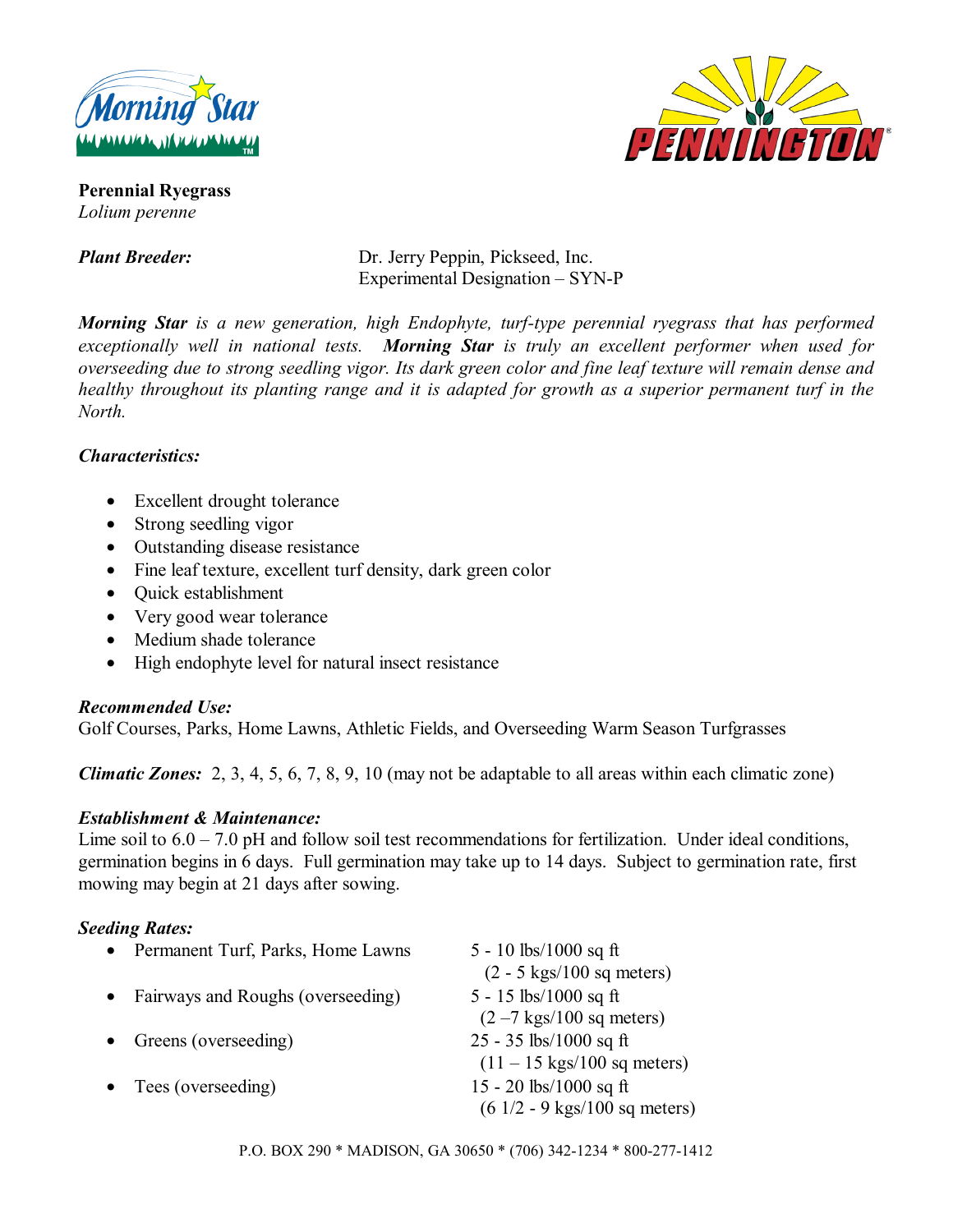Morning Star™

PENNINGTON®

**Perennial Ryegrass**
*Lolium perenne*

***Plant Breeder:*** Dr. Jerry Peppin, Pickseed, Inc.
Experimental Designation – SYN-P

***Morning Star*** *is a new generation, high Endophyte, turf-type perennial ryegrass that has performed exceptionally well in national tests.* ***Morning Star*** *is truly an excellent performer when used for overseeding due to strong seedling vigor. Its dark green color and fine leaf texture will remain dense and healthy throughout its planting range and it is adapted for growth as a superior permanent turf in the North.*

***Characteristics:***

- Excellent drought tolerance
- Strong seedling vigor
- Outstanding disease resistance
- Fine leaf texture, excellent turf density, dark green color
- Quick establishment
- Very good wear tolerance
- Medium shade tolerance
- High endophyte level for natural insect resistance

***Recommended Use:***
Golf Courses, Parks, Home Lawns, Athletic Fields, and Overseeding Warm Season Turfgrasses

***Climatic Zones:*** 2, 3, 4, 5, 6, 7, 8, 9, 10 (may not be adaptable to all areas within each climatic zone)

***Establishment & Maintenance:***
Lime soil to 6.0 – 7.0 pH and follow soil test recommendations for fertilization. Under ideal conditions, germination begins in 6 days. Full germination may take up to 14 days. Subject to germination rate, first mowing may begin at 21 days after sowing.

***Seeding Rates:***

- Permanent Turf, Parks, Home Lawns — 5 - 10 lbs/1000 sq ft (2 - 5 kgs/100 sq meters)
- Fairways and Roughs (overseeding) — 5 - 15 lbs/1000 sq ft (2 – 7 kgs/100 sq meters)
- Greens (overseeding) — 25 - 35 lbs/1000 sq ft (11 – 15 kgs/100 sq meters)
- Tees (overseeding) — 15 - 20 lbs/1000 sq ft (6 1/2 - 9 kgs/100 sq meters)

P.O. BOX 290 * MADISON, GA 30650 * (706) 342-1234 * 800-277-1412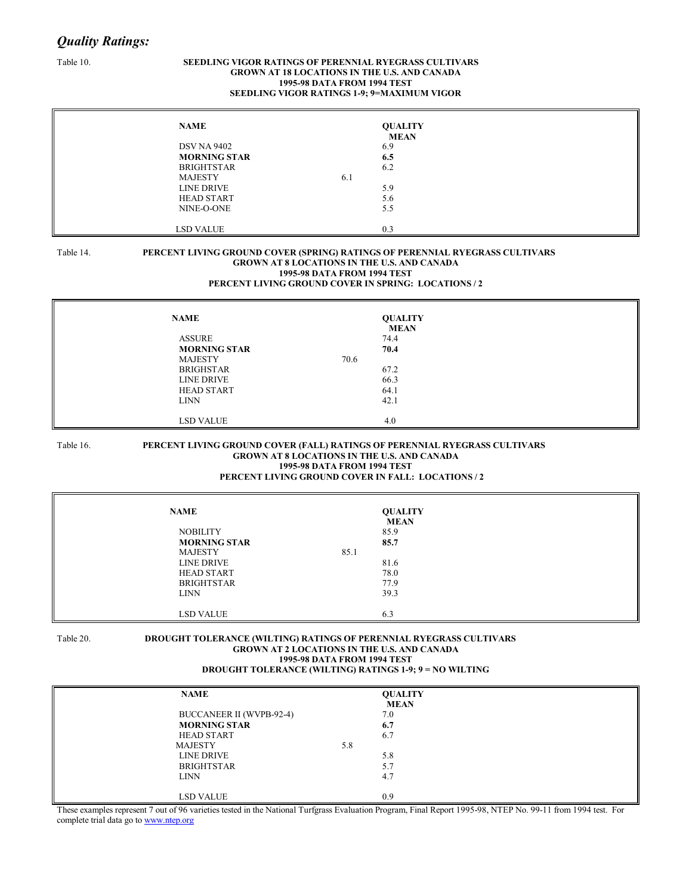## *Quality Ratings:*

Table 10. **SEEDLING VIGOR RATINGS OF PERENNIAL RYEGRASS CULTIVARS GROWN AT 18 LOCATIONS IN THE U.S. AND CANADA 1995-98 DATA FROM 1994 TEST SEEDLING VIGOR RATINGS 1-9; 9=MAXIMUM VIGOR**

| NAME | QUALITY MEAN |
|---|---|
| DSV NA 9402 | 6.9 |
| **MORNING STAR** | **6.5** |
| BRIGHTSTAR | 6.2 |
| MAJESTY | 6.1 |
| LINE DRIVE | 5.9 |
| HEAD START | 5.6 |
| NINE-O-ONE | 5.5 |
| LSD VALUE | 0.3 |

Table 14. **PERCENT LIVING GROUND COVER (SPRING) RATINGS OF PERENNIAL RYEGRASS CULTIVARS GROWN AT 8 LOCATIONS IN THE U.S. AND CANADA 1995-98 DATA FROM 1994 TEST PERCENT LIVING GROUND COVER IN SPRING: LOCATIONS / 2**

| NAME | QUALITY MEAN |
|---|---|
| ASSURE | 74.4 |
| **MORNING STAR** | **70.4** |
| MAJESTY | 70.6 |
| BRIGHSTAR | 67.2 |
| LINE DRIVE | 66.3 |
| HEAD START | 64.1 |
| LINN | 42.1 |
| LSD VALUE | 4.0 |

Table 16. **PERCENT LIVING GROUND COVER (FALL) RATINGS OF PERENNIAL RYEGRASS CULTIVARS GROWN AT 8 LOCATIONS IN THE U.S. AND CANADA 1995-98 DATA FROM 1994 TEST PERCENT LIVING GROUND COVER IN FALL: LOCATIONS / 2**

| NAME | QUALITY MEAN |
|---|---|
| NOBILITY | 85.9 |
| **MORNING STAR** | **85.7** |
| MAJESTY | 85.1 |
| LINE DRIVE | 81.6 |
| HEAD START | 78.0 |
| BRIGHTSTAR | 77.9 |
| LINN | 39.3 |
| LSD VALUE | 6.3 |

Table 20. **DROUGHT TOLERANCE (WILTING) RATINGS OF PERENNIAL RYEGRASS CULTIVARS GROWN AT 2 LOCATIONS IN THE U.S. AND CANADA 1995-98 DATA FROM 1994 TEST DROUGHT TOLERANCE (WILTING) RATINGS 1-9; 9 = NO WILTING**

| NAME | QUALITY MEAN |
|---|---|
| BUCCANEER II (WVPB-92-4) | 7.0 |
| **MORNING STAR** | **6.7** |
| HEAD START | 6.7 |
| MAJESTY | 5.8 |
| LINE DRIVE | 5.8 |
| BRIGHTSTAR | 5.7 |
| LINN | 4.7 |
| LSD VALUE | 0.9 |

These examples represent 7 out of 96 varieties tested in the National Turfgrass Evaluation Program, Final Report 1995-98, NTEP No. 99-11 from 1994 test. For complete trial data go to www.ntep.org